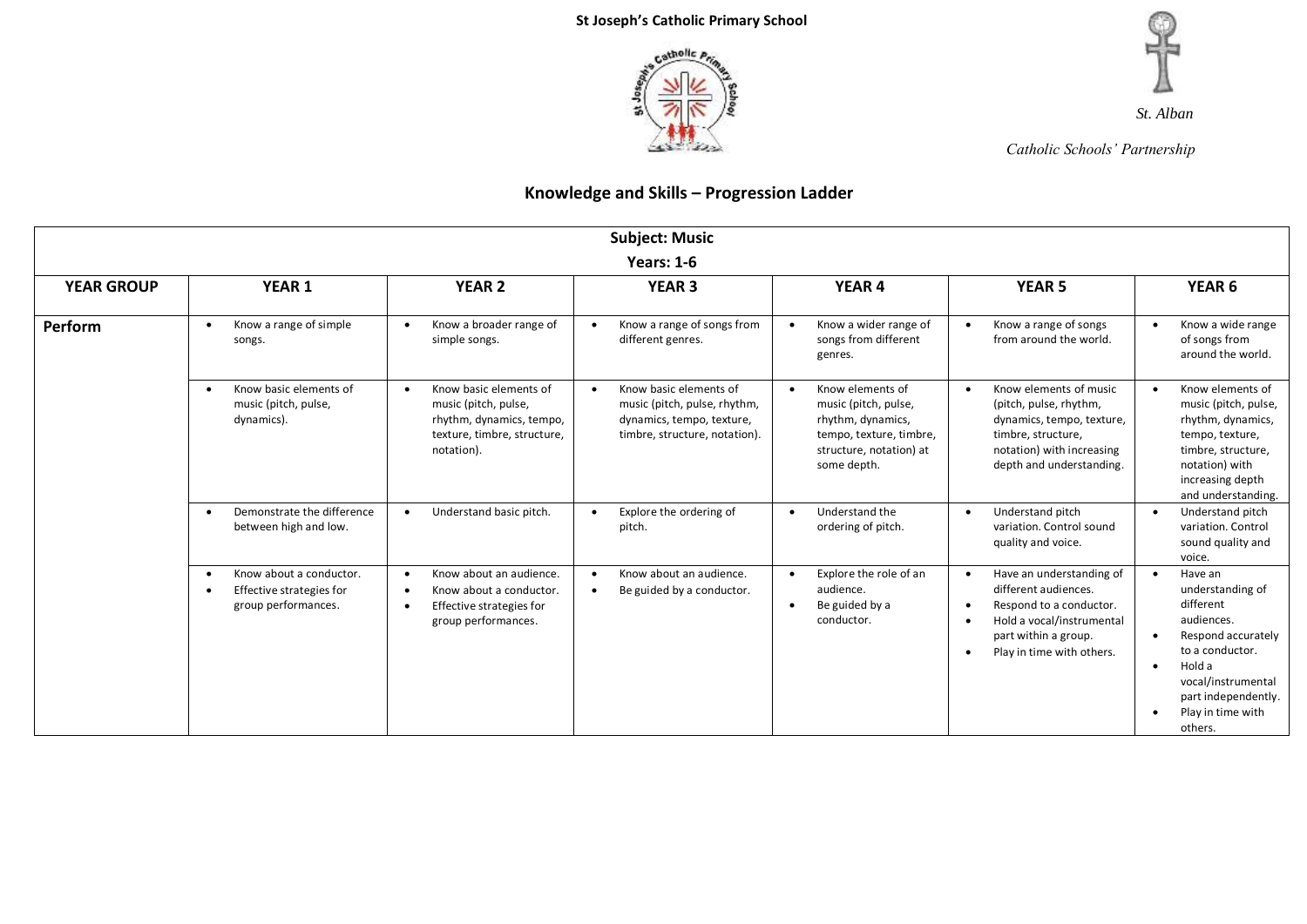**St Joseph's Catholic Primary School**

*St. Alban*

*Catholic Schools' Partnership*

## Knowledge and Skills – Progression Ladder

| Subject: Music<br>Years: 1-6 | | | | | | |
|---|---|---|---|---|---|---|
| **YEAR GROUP** | **YEAR 1** | **YEAR 2** | **YEAR 3** | **YEAR 4** | **YEAR 5** | **YEAR 6** |
| **Perform** | • Know a range of simple songs. | • Know a broader range of simple songs. | • Know a range of songs from different genres. | • Know a wider range of songs from different genres. | • Know a range of songs from around the world. | • Know a wide range of songs from around the world. |
| | • Know basic elements of music (pitch, pulse, dynamics). | • Know basic elements of music (pitch, pulse, rhythm, dynamics, tempo, texture, timbre, structure, notation). | • Know basic elements of music (pitch, pulse, rhythm, dynamics, tempo, texture, timbre, structure, notation). | • Know elements of music (pitch, pulse, rhythm, dynamics, tempo, texture, timbre, structure, notation) at some depth. | • Know elements of music (pitch, pulse, rhythm, dynamics, tempo, texture, timbre, structure, notation) with increasing depth and understanding. | • Know elements of music (pitch, pulse, rhythm, dynamics, tempo, texture, timbre, structure, notation) with increasing depth and understanding. |
| | • Demonstrate the difference between high and low. | • Understand basic pitch. | • Explore the ordering of pitch. | • Understand the ordering of pitch. | • Understand pitch variation. Control sound quality and voice. | • Understand pitch variation. Control sound quality and voice. |
| | • Know about a conductor.<br>• Effective strategies for group performances. | • Know about an audience.<br>• Know about a conductor.<br>• Effective strategies for group performances. | • Know about an audience.<br>• Be guided by a conductor. | • Explore the role of an audience.<br>• Be guided by a conductor. | • Have an understanding of different audiences.<br>• Respond to a conductor.<br>• Hold a vocal/instrumental part within a group.<br>• Play in time with others. | • Have an understanding of different audiences.<br>• Respond accurately to a conductor.<br>• Hold a vocal/instrumental part independently.<br>• Play in time with others. |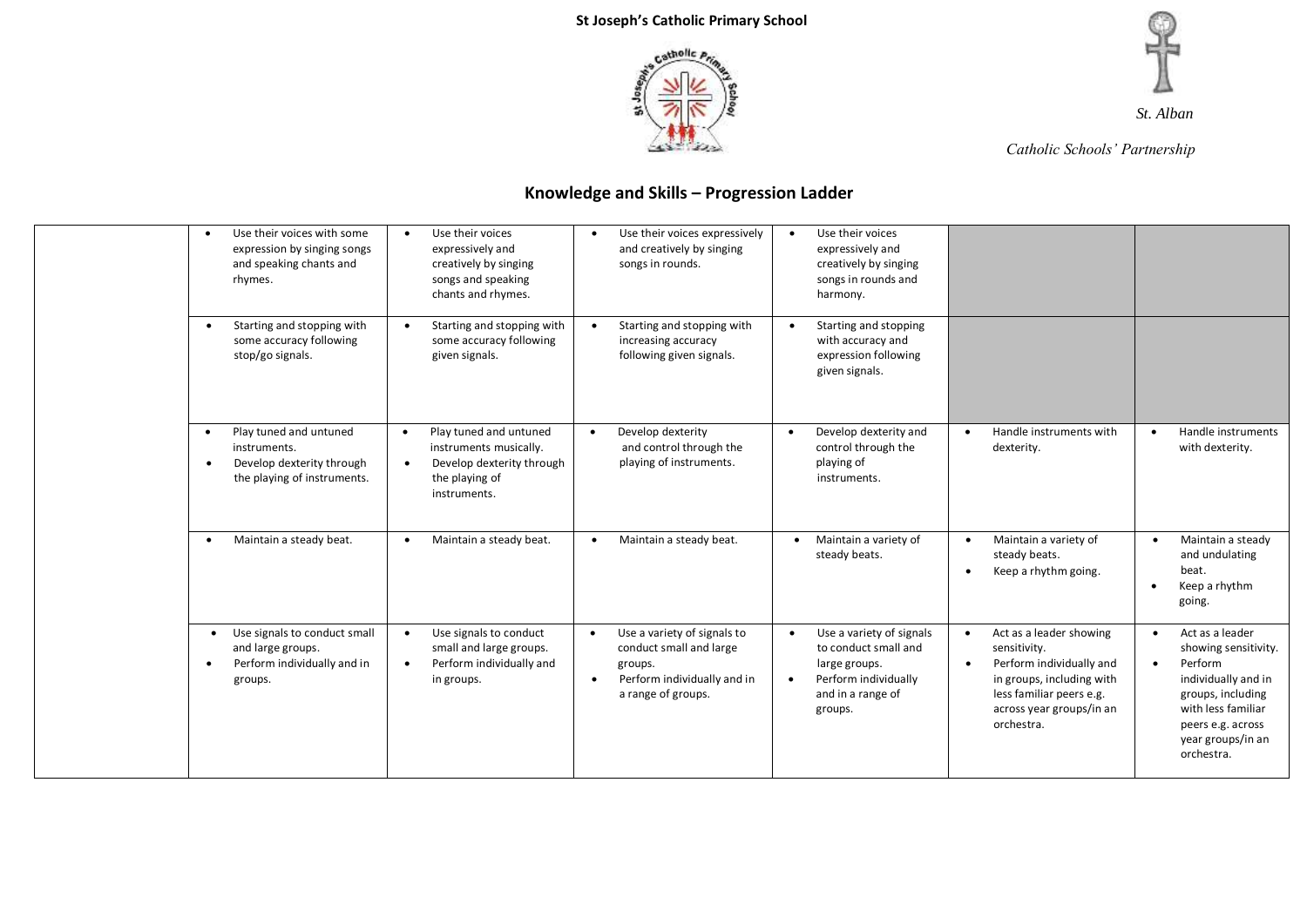**St Joseph's Catholic Primary School**

*St. Alban*

*Catholic Schools' Partnership*

## Knowledge and Skills – Progression Ladder

| | | | | | | |
|---|---|---|---|---|---|---|
| | • Use their voices with some expression by singing songs and speaking chants and rhymes. | • Use their voices expressively and creatively by singing songs and speaking chants and rhymes. | • Use their voices expressively and creatively by singing songs in rounds. | • Use their voices expressively and creatively by singing songs in rounds and harmony. | | |
| | • Starting and stopping with some accuracy following stop/go signals. | • Starting and stopping with some accuracy following given signals. | • Starting and stopping with increasing accuracy following given signals. | • Starting and stopping with accuracy and expression following given signals. | | |
| | • Play tuned and untuned instruments.<br>• Develop dexterity through the playing of instruments. | • Play tuned and untuned instruments musically.<br>• Develop dexterity through the playing of instruments. | • Develop dexterity and control through the playing of instruments. | • Develop dexterity and control through the playing of instruments. | • Handle instruments with dexterity. | • Handle instruments with dexterity. |
| | • Maintain a steady beat. | • Maintain a steady beat. | • Maintain a steady beat. | • Maintain a variety of steady beats. | • Maintain a variety of steady beats.<br>• Keep a rhythm going. | • Maintain a steady and undulating beat.<br>• Keep a rhythm going. |
| | • Use signals to conduct small and large groups.<br>• Perform individually and in groups. | • Use signals to conduct small and large groups.<br>• Perform individually and in groups. | • Use a variety of signals to conduct small and large groups.<br>• Perform individually and in a range of groups. | • Use a variety of signals to conduct small and large groups.<br>• Perform individually and in a range of groups. | • Act as a leader showing sensitivity.<br>• Perform individually and in groups, including with less familiar peers e.g. across year groups/in an orchestra. | • Act as a leader showing sensitivity.<br>• Perform individually and in groups, including with less familiar peers e.g. across year groups/in an orchestra. |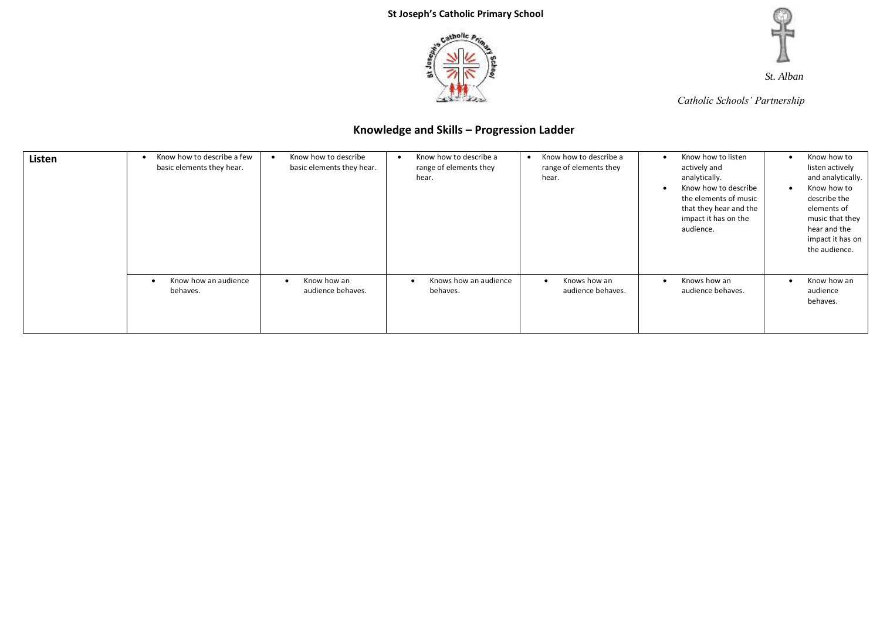**St Joseph's Catholic Primary School**

*St. Alban*

*Catholic Schools' Partnership*

## Knowledge and Skills – Progression Ladder

| **Listen** | | | | | | |
|---|---|---|---|---|---|---|
| | • Know how to describe a few basic elements they hear. | • Know how to describe basic elements they hear. | • Know how to describe a range of elements they hear. | • Know how to describe a range of elements they hear. | • Know how to listen actively and analytically. • Know how to describe the elements of music that they hear and the impact it has on the audience. | • Know how to listen actively and analytically. • Know how to describe the elements of music that they hear and the impact it has on the audience. |
| | • Know how an audience behaves. | • Know how an audience behaves. | • Knows how an audience behaves. | • Knows how an audience behaves. | • Knows how an audience behaves. | • Know how an audience behaves. |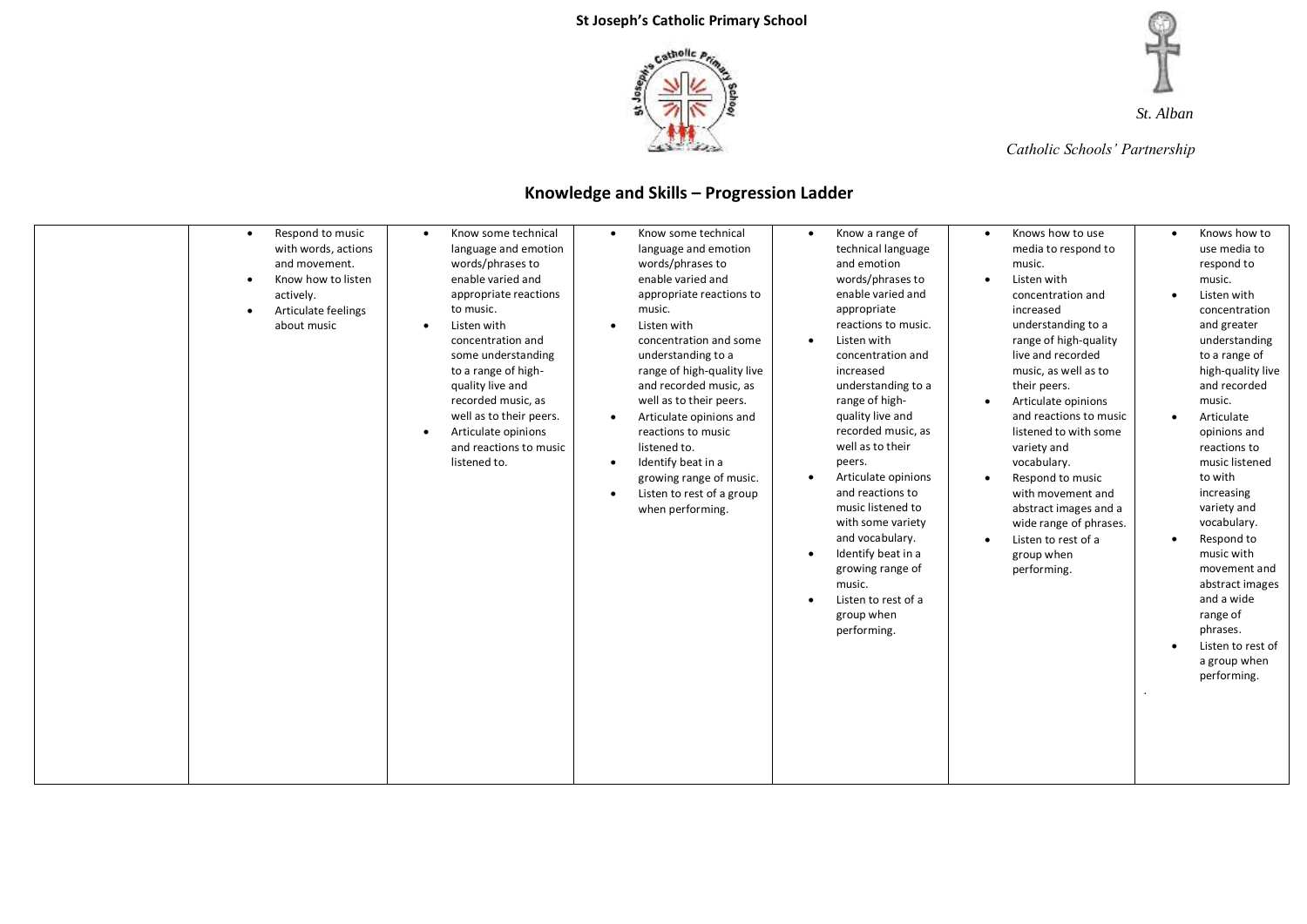**St Joseph's Catholic Primary School**

*St. Alban*

*Catholic Schools' Partnership*

## Knowledge and Skills – Progression Ladder

| | | | | | | |
|---|---|---|---|---|---|---|
| | • Respond to music with words, actions and movement.<br>• Know how to listen actively.<br>• Articulate feelings about music | • Know some technical language and emotion words/phrases to enable varied and appropriate reactions to music.<br>• Listen with concentration and some understanding to a range of high-quality live and recorded music, as well as to their peers.<br>• Articulate opinions and reactions to music listened to. | • Know some technical language and emotion words/phrases to enable varied and appropriate reactions to music.<br>• Listen with concentration and some understanding to a range of high-quality live and recorded music, as well as to their peers.<br>• Articulate opinions and reactions to music listened to.<br>• Identify beat in a growing range of music.<br>• Listen to rest of a group when performing. | • Know a range of technical language and emotion words/phrases to enable varied and appropriate reactions to music.<br>• Listen with concentration and increased understanding to a range of high-quality live and recorded music, as well as to their peers.<br>• Articulate opinions and reactions to music listened to with some variety and vocabulary.<br>• Identify beat in a growing range of music.<br>• Listen to rest of a group when performing. | • Knows how to use media to respond to music.<br>• Listen with concentration and increased understanding to a range of high-quality live and recorded music, as well as to their peers.<br>• Articulate opinions and reactions to music listened to with some variety and vocabulary.<br>• Respond to music with movement and abstract images and a wide range of phrases.<br>• Listen to rest of a group when performing. | • Knows how to use media to respond to music.<br>• Listen with concentration and greater understanding to a range of high-quality live and recorded music.<br>• Articulate opinions and reactions to music listened to with increasing variety and vocabulary.<br>• Respond to music with movement and abstract images and a wide range of phrases.<br>• Listen to rest of a group when performing. |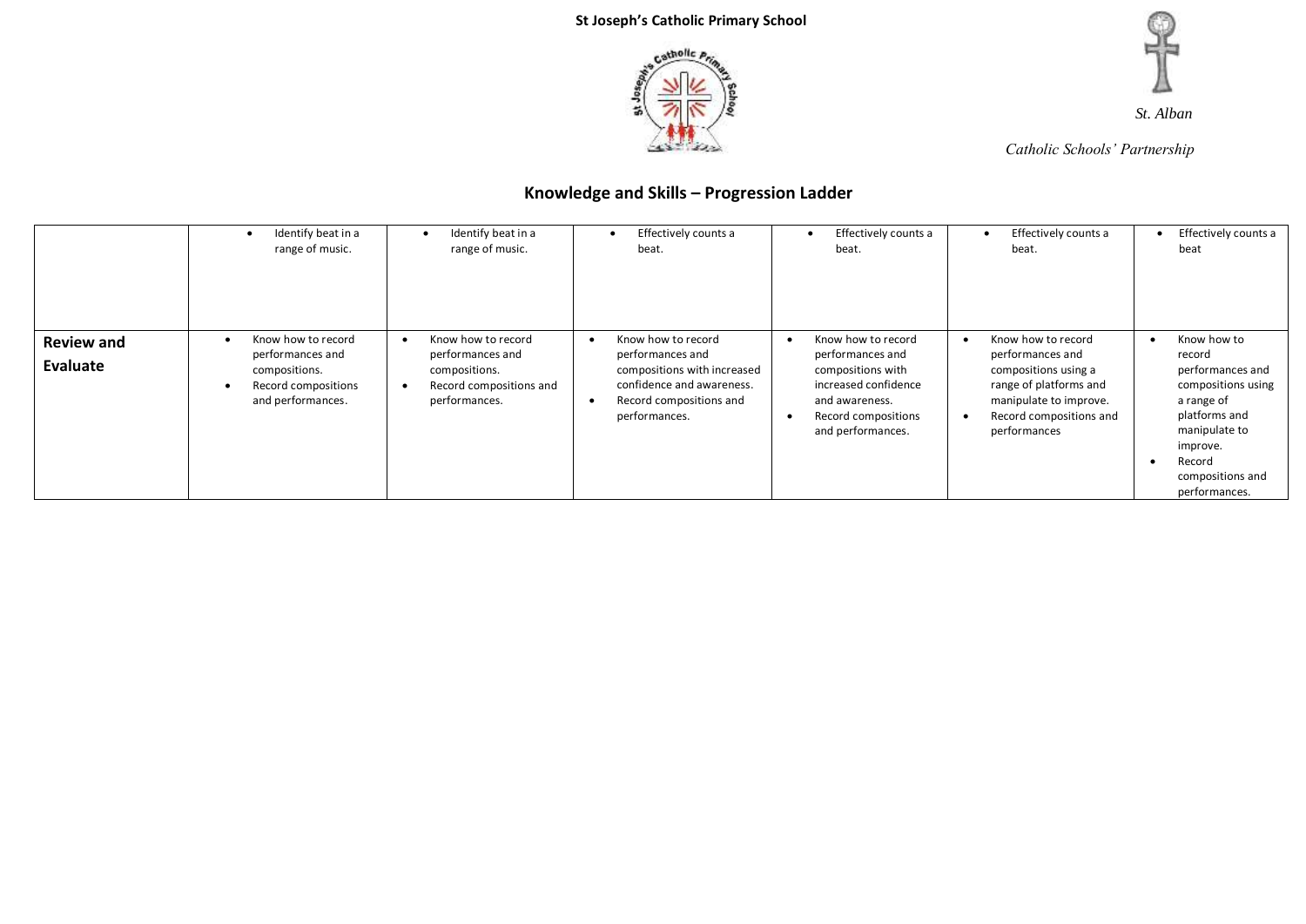**St Joseph's Catholic Primary School**

*St. Alban*

*Catholic Schools' Partnership*

## Knowledge and Skills – Progression Ladder

| | | | | | | |
|---|---|---|---|---|---|---|
| | • Identify beat in a range of music. | • Identify beat in a range of music. | • Effectively counts a beat. | • Effectively counts a beat. | • Effectively counts a beat. | • Effectively counts a beat |
| **Review and Evaluate** | • Know how to record performances and compositions.<br>• Record compositions and performances. | • Know how to record performances and compositions.<br>• Record compositions and performances. | • Know how to record performances and compositions with increased confidence and awareness.<br>• Record compositions and performances. | • Know how to record performances and compositions with increased confidence and awareness.<br>• Record compositions and performances. | • Know how to record performances and compositions using a range of platforms and manipulate to improve.<br>• Record compositions and performances | • Know how to record performances and compositions using a range of platforms and manipulate to improve.<br>• Record compositions and performances. |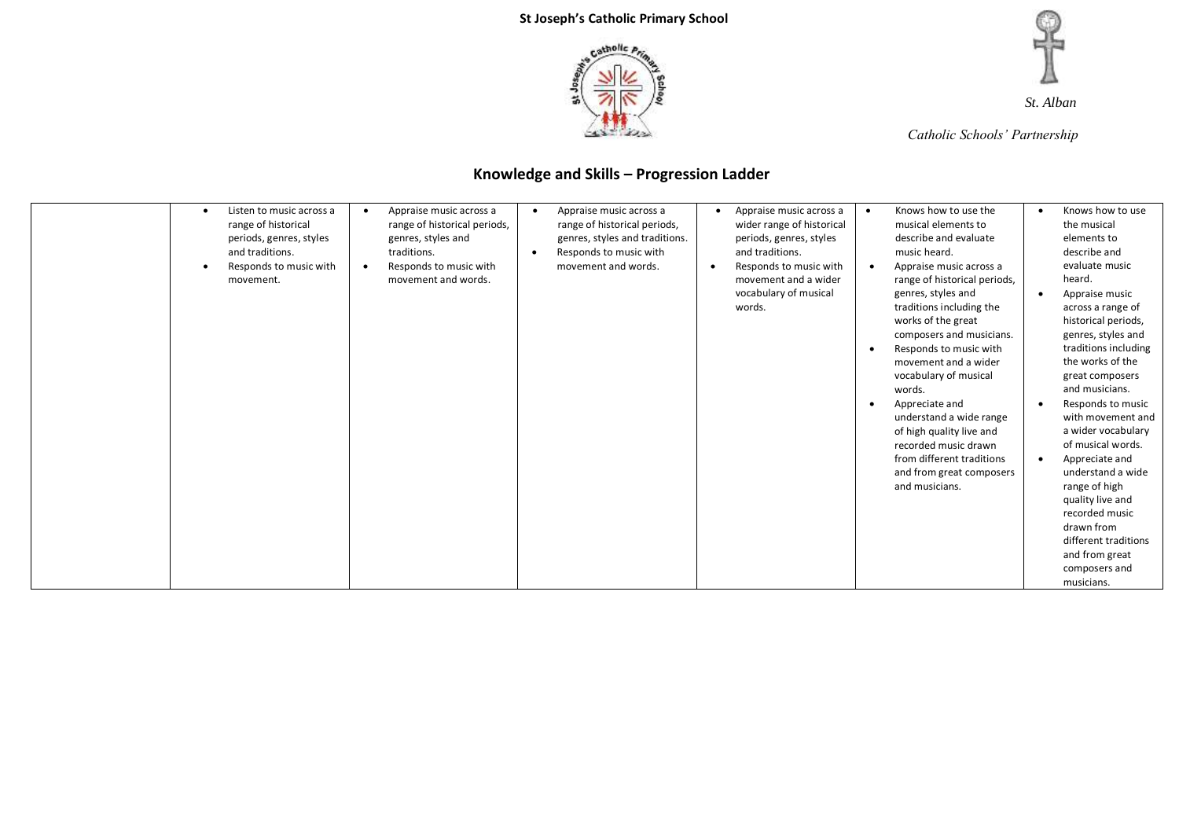**St Joseph's Catholic Primary School**

*St. Alban*

*Catholic Schools' Partnership*

## Knowledge and Skills – Progression Ladder

| | | | | | | |
|---|---|---|---|---|---|---|
| | • Listen to music across a range of historical periods, genres, styles and traditions.<br>• Responds to music with movement. | • Appraise music across a range of historical periods, genres, styles and traditions.<br>• Responds to music with movement and words. | • Appraise music across a range of historical periods, genres, styles and traditions.<br>• Responds to music with movement and words. | • Appraise music across a wider range of historical periods, genres, styles and traditions.<br>• Responds to music with movement and a wider vocabulary of musical words. | • Knows how to use the musical elements to describe and evaluate music heard.<br>• Appraise music across a range of historical periods, genres, styles and traditions including the works of the great composers and musicians.<br>• Responds to music with movement and a wider vocabulary of musical words.<br>• Appreciate and understand a wide range of high quality live and recorded music drawn from different traditions and from great composers and musicians. | • Knows how to use the musical elements to describe and evaluate music heard.<br>• Appraise music across a range of historical periods, genres, styles and traditions including the works of the great composers and musicians.<br>• Responds to music with movement and a wider vocabulary of musical words.<br>• Appreciate and understand a wide range of high quality live and recorded music drawn from different traditions and from great composers and musicians. |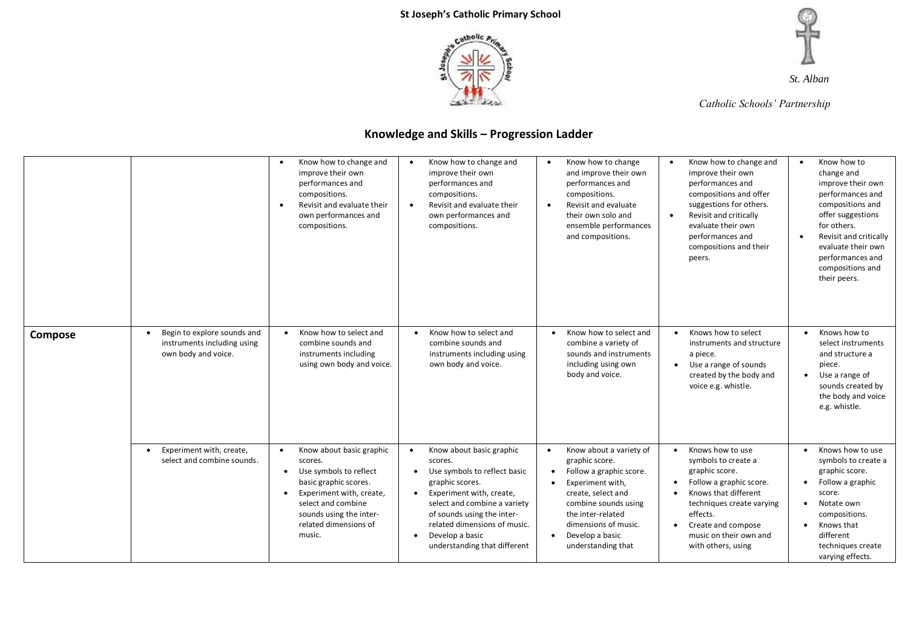**St Joseph's Catholic Primary School**

*St. Alban*

*Catholic Schools' Partnership*

## Knowledge and Skills – Progression Ladder

| | | | | | | |
|---|---|---|---|---|---|---|
| | | • Know how to change and improve their own performances and compositions.<br>• Revisit and evaluate their own performances and compositions. | • Know how to change and improve their own performances and compositions.<br>• Revisit and evaluate their own performances and compositions. | • Know how to change and improve their own performances and compositions.<br>• Revisit and evaluate their own solo and ensemble performances and compositions. | • Know how to change and improve their own performances and compositions and offer suggestions for others.<br>• Revisit and critically evaluate their own performances and compositions and their peers. | • Know how to change and improve their own performances and compositions and offer suggestions for others.<br>• Revisit and critically evaluate their own performances and compositions and their peers. |
| **Compose** | • Begin to explore sounds and instruments including using own body and voice. | • Know how to select and combine sounds and instruments including using own body and voice. | • Know how to select and combine sounds and instruments including using own body and voice. | • Know how to select and combine a variety of sounds and instruments including using own body and voice. | • Knows how to select instruments and structure a piece.<br>• Use a range of sounds created by the body and voice e.g. whistle. | • Knows how to select instruments and structure a piece.<br>• Use a range of sounds created by the body and voice e.g. whistle. |
| | • Experiment with, create, select and combine sounds. | • Know about basic graphic scores.<br>• Use symbols to reflect basic graphic scores.<br>• Experiment with, create, select and combine sounds using the inter-related dimensions of music. | • Know about basic graphic scores.<br>• Use symbols to reflect basic graphic scores.<br>• Experiment with, create, select and combine a variety of sounds using the inter-related dimensions of music.<br>• Develop a basic understanding that different | • Know about a variety of graphic score.<br>• Follow a graphic score.<br>• Experiment with, create, select and combine sounds using the inter-related dimensions of music.<br>• Develop a basic understanding that | • Knows how to use symbols to create a graphic score.<br>• Follow a graphic score.<br>• Knows that different techniques create varying effects.<br>• Create and compose music on their own and with others, using | • Knows how to use symbols to create a graphic score.<br>• Follow a graphic score.<br>• Notate own compositions.<br>• Knows that different techniques create varying effects. |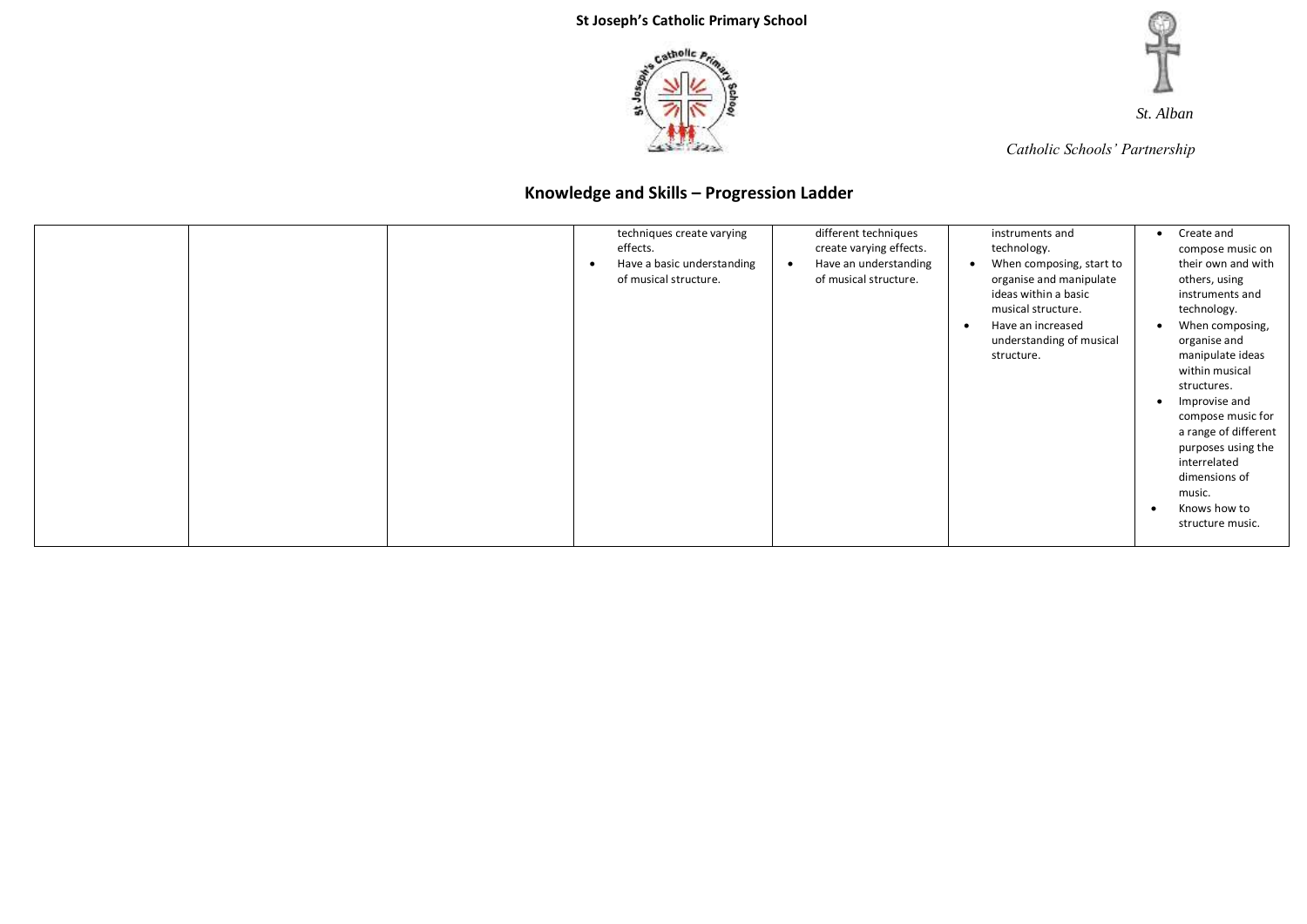**St Joseph's Catholic Primary School**

*St. Alban*

*Catholic Schools' Partnership*

## Knowledge and Skills – Progression Ladder

| | | | | | | |
|---|---|---|---|---|---|---|
| | | | techniques create varying effects.<br>• Have a basic understanding of musical structure. | different techniques create varying effects.<br>• Have an understanding of musical structure. | instruments and technology.<br>• When composing, start to organise and manipulate ideas within a basic musical structure.<br>• Have an increased understanding of musical structure. | • Create and compose music on their own and with others, using instruments and technology.<br>• When composing, organise and manipulate ideas within musical structures.<br>• Improvise and compose music for a range of different purposes using the interrelated dimensions of music.<br>• Knows how to structure music. |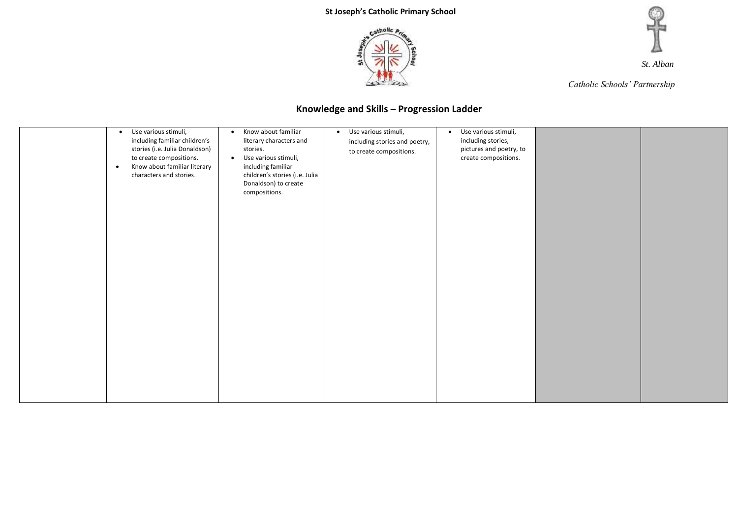**St Joseph's Catholic Primary School**

*St. Alban*

*Catholic Schools' Partnership*

## Knowledge and Skills – Progression Ladder

| | | | | | | |
|---|---|---|---|---|---|---|
| | • Use various stimuli, including familiar children's stories (i.e. Julia Donaldson) to create compositions.<br>• Know about familiar literary characters and stories. | • Know about familiar literary characters and stories.<br>• Use various stimuli, including familiar children's stories (i.e. Julia Donaldson) to create compositions. | • Use various stimuli, including stories and poetry, to create compositions. | • Use various stimuli, including stories, pictures and poetry, to create compositions. | | |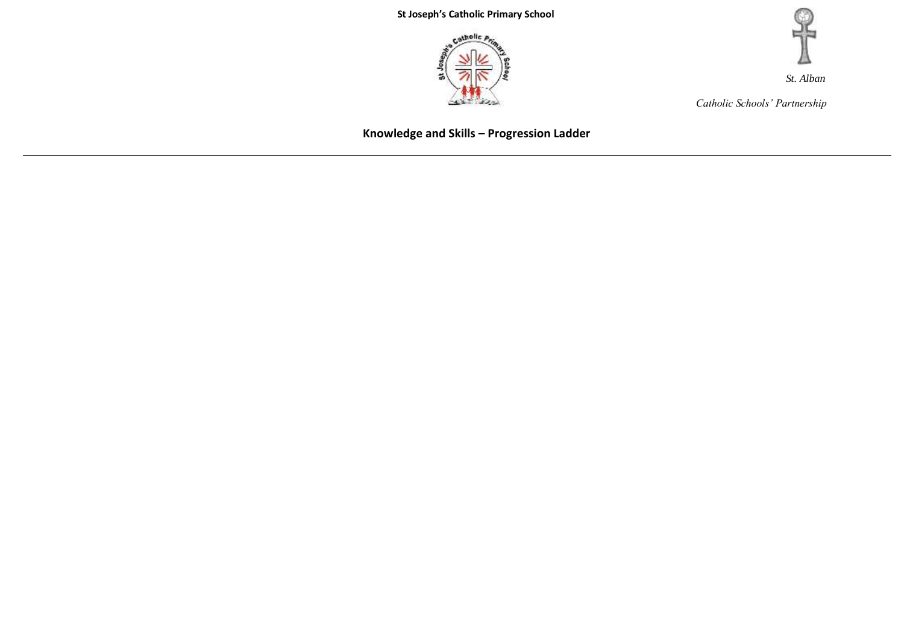St Joseph's Catholic Primary School

*St. Alban*

*Catholic Schools' Partnership*

**Knowledge and Skills – Progression Ladder**